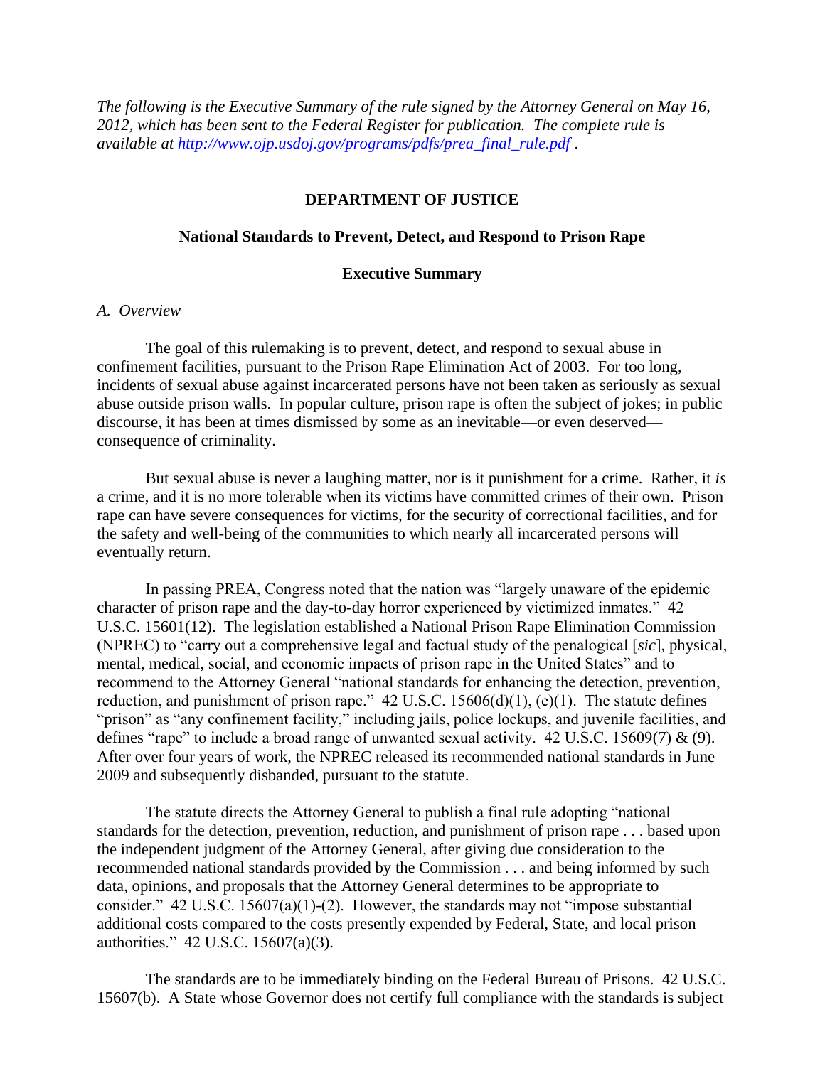*The following is the Executive Summary of the rule signed by the Attorney General on May 16, 2012, which has been sent to the Federal Register for publication. The complete rule is available at [http://www.ojp.usdoj.gov/programs/pdfs/prea_final_rule.pdf](http://www.ojp.usdoj.gov/programs/pdfs/prea_final_rule.pdf) .*

**DEPARTMENT OF JUSTICE**

**National Standards to Prevent, Detect, and Respond to Prison Rape**

**Executive Summary**

*A. Overview*

The goal of this rulemaking is to prevent, detect, and respond to sexual abuse in confinement facilities, pursuant to the Prison Rape Elimination Act of 2003. For too long, incidents of sexual abuse against incarcerated persons have not been taken as seriously as sexual abuse outside prison walls. In popular culture, prison rape is often the subject of jokes; in public discourse, it has been at times dismissed by some as an inevitable—or even deserved—consequence of criminality.

But sexual abuse is never a laughing matter, nor is it punishment for a crime. Rather, it *is* a crime, and it is no more tolerable when its victims have committed crimes of their own. Prison rape can have severe consequences for victims, for the security of correctional facilities, and for the safety and well-being of the communities to which nearly all incarcerated persons will eventually return.

In passing PREA, Congress noted that the nation was "largely unaware of the epidemic character of prison rape and the day-to-day horror experienced by victimized inmates." 42 U.S.C. 15601(12). The legislation established a National Prison Rape Elimination Commission (NPREC) to "carry out a comprehensive legal and factual study of the penalogical [*sic*], physical, mental, medical, social, and economic impacts of prison rape in the United States" and to recommend to the Attorney General "national standards for enhancing the detection, prevention, reduction, and punishment of prison rape." 42 U.S.C. 15606(d)(1), (e)(1). The statute defines "prison" as "any confinement facility," including jails, police lockups, and juvenile facilities, and defines "rape" to include a broad range of unwanted sexual activity. 42 U.S.C. 15609(7) & (9). After over four years of work, the NPREC released its recommended national standards in June 2009 and subsequently disbanded, pursuant to the statute.

The statute directs the Attorney General to publish a final rule adopting "national standards for the detection, prevention, reduction, and punishment of prison rape . . . based upon the independent judgment of the Attorney General, after giving due consideration to the recommended national standards provided by the Commission . . . and being informed by such data, opinions, and proposals that the Attorney General determines to be appropriate to consider." 42 U.S.C. 15607(a)(1)-(2). However, the standards may not "impose substantial additional costs compared to the costs presently expended by Federal, State, and local prison authorities." 42 U.S.C. 15607(a)(3).

The standards are to be immediately binding on the Federal Bureau of Prisons. 42 U.S.C. 15607(b). A State whose Governor does not certify full compliance with the standards is subject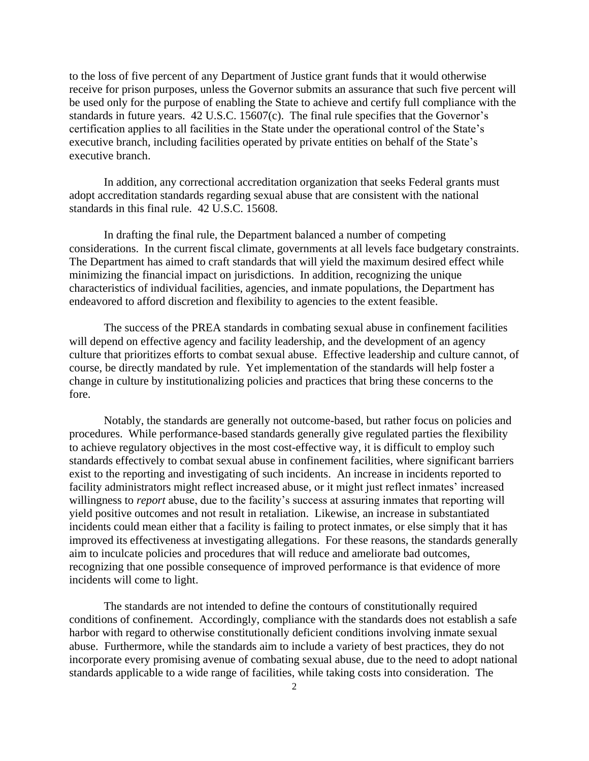to the loss of five percent of any Department of Justice grant funds that it would otherwise receive for prison purposes, unless the Governor submits an assurance that such five percent will be used only for the purpose of enabling the State to achieve and certify full compliance with the standards in future years. 42 U.S.C. 15607(c). The final rule specifies that the Governor's certification applies to all facilities in the State under the operational control of the State's executive branch, including facilities operated by private entities on behalf of the State's executive branch.

In addition, any correctional accreditation organization that seeks Federal grants must adopt accreditation standards regarding sexual abuse that are consistent with the national standards in this final rule. 42 U.S.C. 15608.

In drafting the final rule, the Department balanced a number of competing considerations. In the current fiscal climate, governments at all levels face budgetary constraints. The Department has aimed to craft standards that will yield the maximum desired effect while minimizing the financial impact on jurisdictions. In addition, recognizing the unique characteristics of individual facilities, agencies, and inmate populations, the Department has endeavored to afford discretion and flexibility to agencies to the extent feasible.

The success of the PREA standards in combating sexual abuse in confinement facilities will depend on effective agency and facility leadership, and the development of an agency culture that prioritizes efforts to combat sexual abuse. Effective leadership and culture cannot, of course, be directly mandated by rule. Yet implementation of the standards will help foster a change in culture by institutionalizing policies and practices that bring these concerns to the fore.

Notably, the standards are generally not outcome-based, but rather focus on policies and procedures. While performance-based standards generally give regulated parties the flexibility to achieve regulatory objectives in the most cost-effective way, it is difficult to employ such standards effectively to combat sexual abuse in confinement facilities, where significant barriers exist to the reporting and investigating of such incidents. An increase in incidents reported to facility administrators might reflect increased abuse, or it might just reflect inmates' increased willingness to *report* abuse, due to the facility's success at assuring inmates that reporting will yield positive outcomes and not result in retaliation. Likewise, an increase in substantiated incidents could mean either that a facility is failing to protect inmates, or else simply that it has improved its effectiveness at investigating allegations. For these reasons, the standards generally aim to inculcate policies and procedures that will reduce and ameliorate bad outcomes, recognizing that one possible consequence of improved performance is that evidence of more incidents will come to light.

The standards are not intended to define the contours of constitutionally required conditions of confinement. Accordingly, compliance with the standards does not establish a safe harbor with regard to otherwise constitutionally deficient conditions involving inmate sexual abuse. Furthermore, while the standards aim to include a variety of best practices, they do not incorporate every promising avenue of combating sexual abuse, due to the need to adopt national standards applicable to a wide range of facilities, while taking costs into consideration. The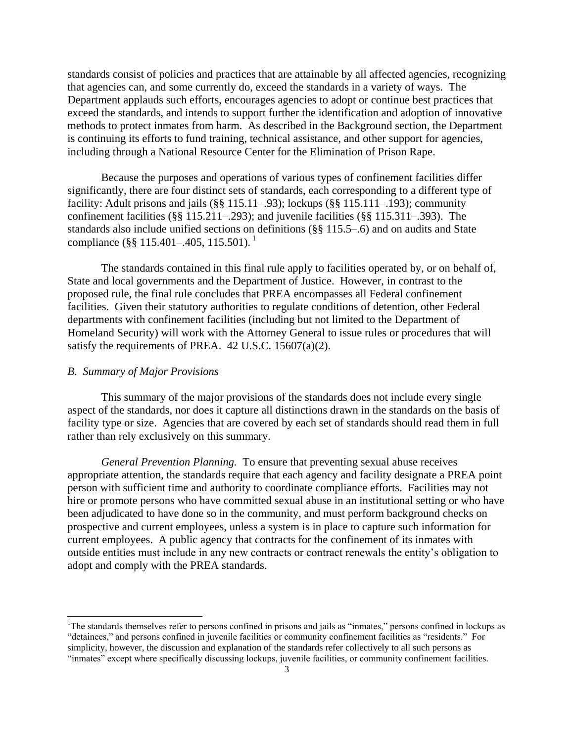standards consist of policies and practices that are attainable by all affected agencies, recognizing that agencies can, and some currently do, exceed the standards in a variety of ways. The Department applauds such efforts, encourages agencies to adopt or continue best practices that exceed the standards, and intends to support further the identification and adoption of innovative methods to protect inmates from harm. As described in the Background section, the Department is continuing its efforts to fund training, technical assistance, and other support for agencies, including through a National Resource Center for the Elimination of Prison Rape.

Because the purposes and operations of various types of confinement facilities differ significantly, there are four distinct sets of standards, each corresponding to a different type of facility: Adult prisons and jails (§§ 115.11–.93); lockups (§§ 115.111–.193); community confinement facilities (§§ 115.211–.293); and juvenile facilities (§§ 115.311–.393). The standards also include unified sections on definitions (§§ 115.5–.6) and on audits and State compliance (§§ 115.401–.405, 115.501).[1]

The standards contained in this final rule apply to facilities operated by, or on behalf of, State and local governments and the Department of Justice. However, in contrast to the proposed rule, the final rule concludes that PREA encompasses all Federal confinement facilities. Given their statutory authorities to regulate conditions of detention, other Federal departments with confinement facilities (including but not limited to the Department of Homeland Security) will work with the Attorney General to issue rules or procedures that will satisfy the requirements of PREA. 42 U.S.C. 15607(a)(2).

### *B. Summary of Major Provisions*

This summary of the major provisions of the standards does not include every single aspect of the standards, nor does it capture all distinctions drawn in the standards on the basis of facility type or size. Agencies that are covered by each set of standards should read them in full rather than rely exclusively on this summary.

*General Prevention Planning.* To ensure that preventing sexual abuse receives appropriate attention, the standards require that each agency and facility designate a PREA point person with sufficient time and authority to coordinate compliance efforts. Facilities may not hire or promote persons who have committed sexual abuse in an institutional setting or who have been adjudicated to have done so in the community, and must perform background checks on prospective and current employees, unless a system is in place to capture such information for current employees. A public agency that contracts for the confinement of its inmates with outside entities must include in any new contracts or contract renewals the entity's obligation to adopt and comply with the PREA standards.

---

[1] The standards themselves refer to persons confined in prisons and jails as "inmates," persons confined in lockups as "detainees," and persons confined in juvenile facilities or community confinement facilities as "residents." For simplicity, however, the discussion and explanation of the standards refer collectively to all such persons as "inmates" except where specifically discussing lockups, juvenile facilities, or community confinement facilities.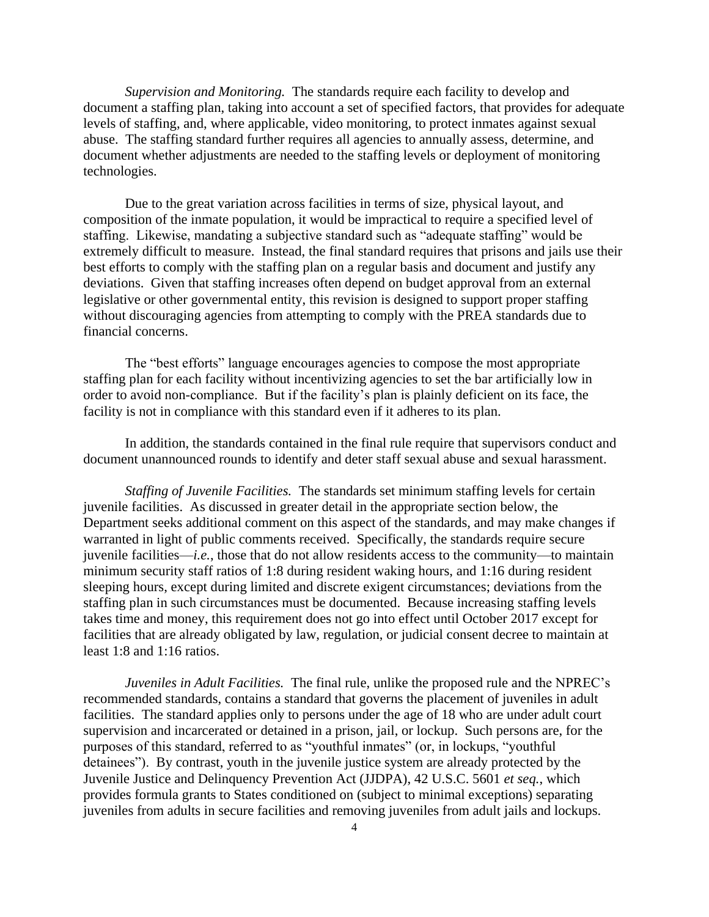*Supervision and Monitoring.* The standards require each facility to develop and document a staffing plan, taking into account a set of specified factors, that provides for adequate levels of staffing, and, where applicable, video monitoring, to protect inmates against sexual abuse. The staffing standard further requires all agencies to annually assess, determine, and document whether adjustments are needed to the staffing levels or deployment of monitoring technologies.

Due to the great variation across facilities in terms of size, physical layout, and composition of the inmate population, it would be impractical to require a specified level of staffing. Likewise, mandating a subjective standard such as "adequate staffing" would be extremely difficult to measure. Instead, the final standard requires that prisons and jails use their best efforts to comply with the staffing plan on a regular basis and document and justify any deviations. Given that staffing increases often depend on budget approval from an external legislative or other governmental entity, this revision is designed to support proper staffing without discouraging agencies from attempting to comply with the PREA standards due to financial concerns.

The "best efforts" language encourages agencies to compose the most appropriate staffing plan for each facility without incentivizing agencies to set the bar artificially low in order to avoid non-compliance. But if the facility's plan is plainly deficient on its face, the facility is not in compliance with this standard even if it adheres to its plan.

In addition, the standards contained in the final rule require that supervisors conduct and document unannounced rounds to identify and deter staff sexual abuse and sexual harassment.

*Staffing of Juvenile Facilities.* The standards set minimum staffing levels for certain juvenile facilities. As discussed in greater detail in the appropriate section below, the Department seeks additional comment on this aspect of the standards, and may make changes if warranted in light of public comments received. Specifically, the standards require secure juvenile facilities—*i.e.*, those that do not allow residents access to the community—to maintain minimum security staff ratios of 1:8 during resident waking hours, and 1:16 during resident sleeping hours, except during limited and discrete exigent circumstances; deviations from the staffing plan in such circumstances must be documented. Because increasing staffing levels takes time and money, this requirement does not go into effect until October 2017 except for facilities that are already obligated by law, regulation, or judicial consent decree to maintain at least 1:8 and 1:16 ratios.

*Juveniles in Adult Facilities.* The final rule, unlike the proposed rule and the NPREC's recommended standards, contains a standard that governs the placement of juveniles in adult facilities. The standard applies only to persons under the age of 18 who are under adult court supervision and incarcerated or detained in a prison, jail, or lockup. Such persons are, for the purposes of this standard, referred to as "youthful inmates" (or, in lockups, "youthful detainees"). By contrast, youth in the juvenile justice system are already protected by the Juvenile Justice and Delinquency Prevention Act (JJDPA), 42 U.S.C. 5601 *et seq.*, which provides formula grants to States conditioned on (subject to minimal exceptions) separating juveniles from adults in secure facilities and removing juveniles from adult jails and lockups.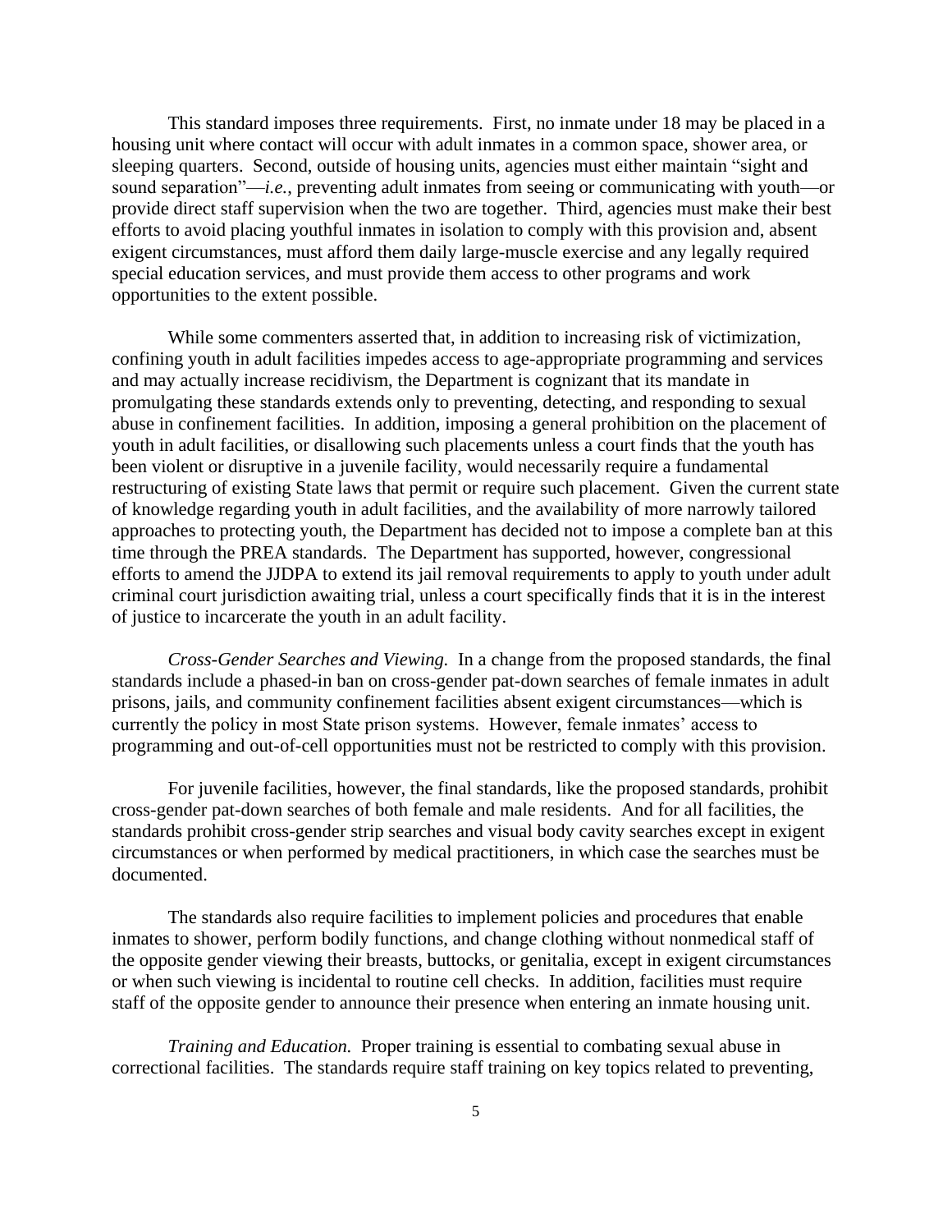This standard imposes three requirements. First, no inmate under 18 may be placed in a housing unit where contact will occur with adult inmates in a common space, shower area, or sleeping quarters. Second, outside of housing units, agencies must either maintain "sight and sound separation"—*i.e.*, preventing adult inmates from seeing or communicating with youth—or provide direct staff supervision when the two are together. Third, agencies must make their best efforts to avoid placing youthful inmates in isolation to comply with this provision and, absent exigent circumstances, must afford them daily large-muscle exercise and any legally required special education services, and must provide them access to other programs and work opportunities to the extent possible.

While some commenters asserted that, in addition to increasing risk of victimization, confining youth in adult facilities impedes access to age-appropriate programming and services and may actually increase recidivism, the Department is cognizant that its mandate in promulgating these standards extends only to preventing, detecting, and responding to sexual abuse in confinement facilities. In addition, imposing a general prohibition on the placement of youth in adult facilities, or disallowing such placements unless a court finds that the youth has been violent or disruptive in a juvenile facility, would necessarily require a fundamental restructuring of existing State laws that permit or require such placement. Given the current state of knowledge regarding youth in adult facilities, and the availability of more narrowly tailored approaches to protecting youth, the Department has decided not to impose a complete ban at this time through the PREA standards. The Department has supported, however, congressional efforts to amend the JJDPA to extend its jail removal requirements to apply to youth under adult criminal court jurisdiction awaiting trial, unless a court specifically finds that it is in the interest of justice to incarcerate the youth in an adult facility.

*Cross-Gender Searches and Viewing.* In a change from the proposed standards, the final standards include a phased-in ban on cross-gender pat-down searches of female inmates in adult prisons, jails, and community confinement facilities absent exigent circumstances—which is currently the policy in most State prison systems. However, female inmates' access to programming and out-of-cell opportunities must not be restricted to comply with this provision.

For juvenile facilities, however, the final standards, like the proposed standards, prohibit cross-gender pat-down searches of both female and male residents. And for all facilities, the standards prohibit cross-gender strip searches and visual body cavity searches except in exigent circumstances or when performed by medical practitioners, in which case the searches must be documented.

The standards also require facilities to implement policies and procedures that enable inmates to shower, perform bodily functions, and change clothing without nonmedical staff of the opposite gender viewing their breasts, buttocks, or genitalia, except in exigent circumstances or when such viewing is incidental to routine cell checks. In addition, facilities must require staff of the opposite gender to announce their presence when entering an inmate housing unit.

*Training and Education.* Proper training is essential to combating sexual abuse in correctional facilities. The standards require staff training on key topics related to preventing,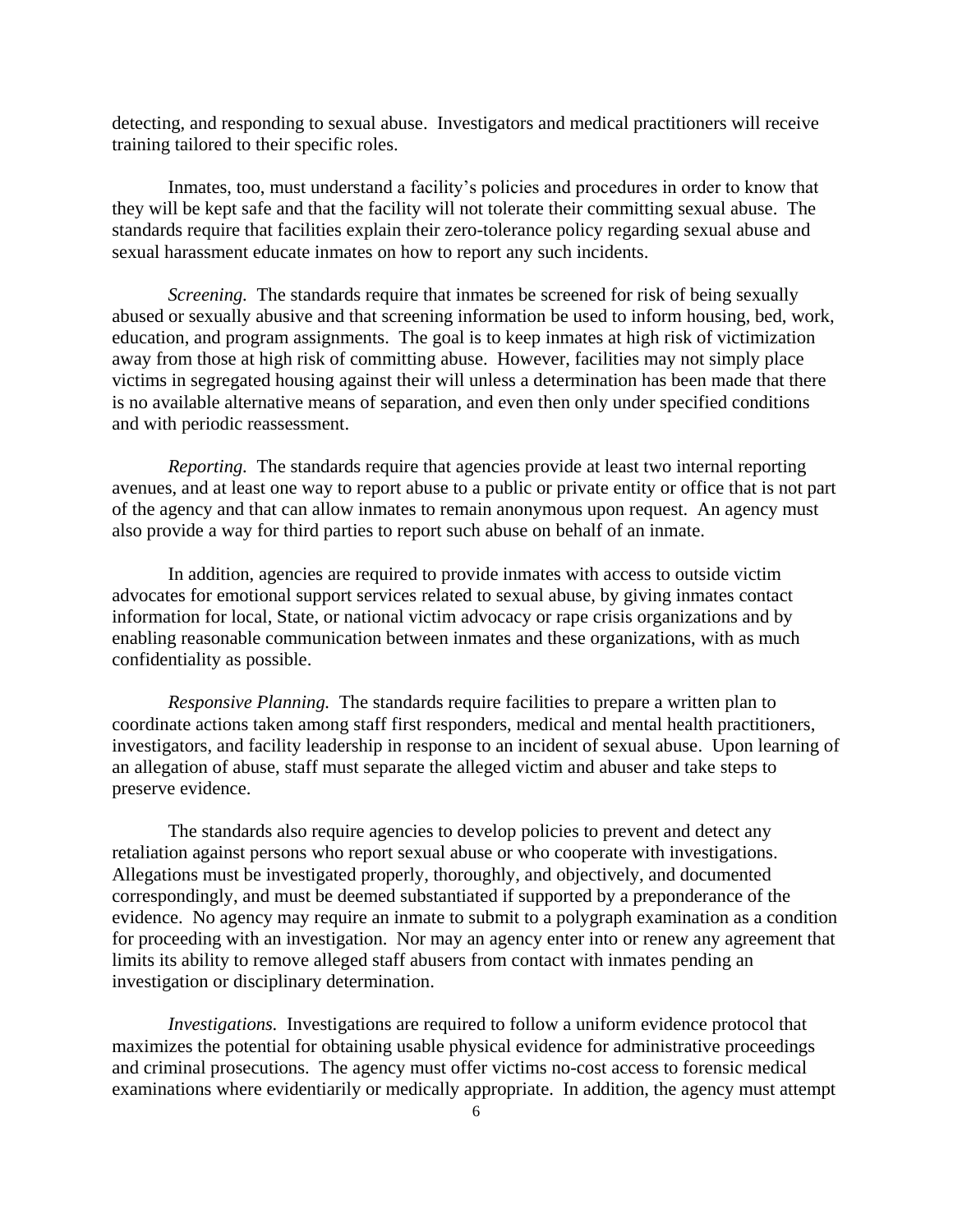detecting, and responding to sexual abuse. Investigators and medical practitioners will receive training tailored to their specific roles.

Inmates, too, must understand a facility's policies and procedures in order to know that they will be kept safe and that the facility will not tolerate their committing sexual abuse. The standards require that facilities explain their zero-tolerance policy regarding sexual abuse and sexual harassment educate inmates on how to report any such incidents.

*Screening.* The standards require that inmates be screened for risk of being sexually abused or sexually abusive and that screening information be used to inform housing, bed, work, education, and program assignments. The goal is to keep inmates at high risk of victimization away from those at high risk of committing abuse. However, facilities may not simply place victims in segregated housing against their will unless a determination has been made that there is no available alternative means of separation, and even then only under specified conditions and with periodic reassessment.

*Reporting.* The standards require that agencies provide at least two internal reporting avenues, and at least one way to report abuse to a public or private entity or office that is not part of the agency and that can allow inmates to remain anonymous upon request. An agency must also provide a way for third parties to report such abuse on behalf of an inmate.

In addition, agencies are required to provide inmates with access to outside victim advocates for emotional support services related to sexual abuse, by giving inmates contact information for local, State, or national victim advocacy or rape crisis organizations and by enabling reasonable communication between inmates and these organizations, with as much confidentiality as possible.

*Responsive Planning.* The standards require facilities to prepare a written plan to coordinate actions taken among staff first responders, medical and mental health practitioners, investigators, and facility leadership in response to an incident of sexual abuse. Upon learning of an allegation of abuse, staff must separate the alleged victim and abuser and take steps to preserve evidence.

The standards also require agencies to develop policies to prevent and detect any retaliation against persons who report sexual abuse or who cooperate with investigations. Allegations must be investigated properly, thoroughly, and objectively, and documented correspondingly, and must be deemed substantiated if supported by a preponderance of the evidence. No agency may require an inmate to submit to a polygraph examination as a condition for proceeding with an investigation. Nor may an agency enter into or renew any agreement that limits its ability to remove alleged staff abusers from contact with inmates pending an investigation or disciplinary determination.

*Investigations.* Investigations are required to follow a uniform evidence protocol that maximizes the potential for obtaining usable physical evidence for administrative proceedings and criminal prosecutions. The agency must offer victims no-cost access to forensic medical examinations where evidentiarily or medically appropriate. In addition, the agency must attempt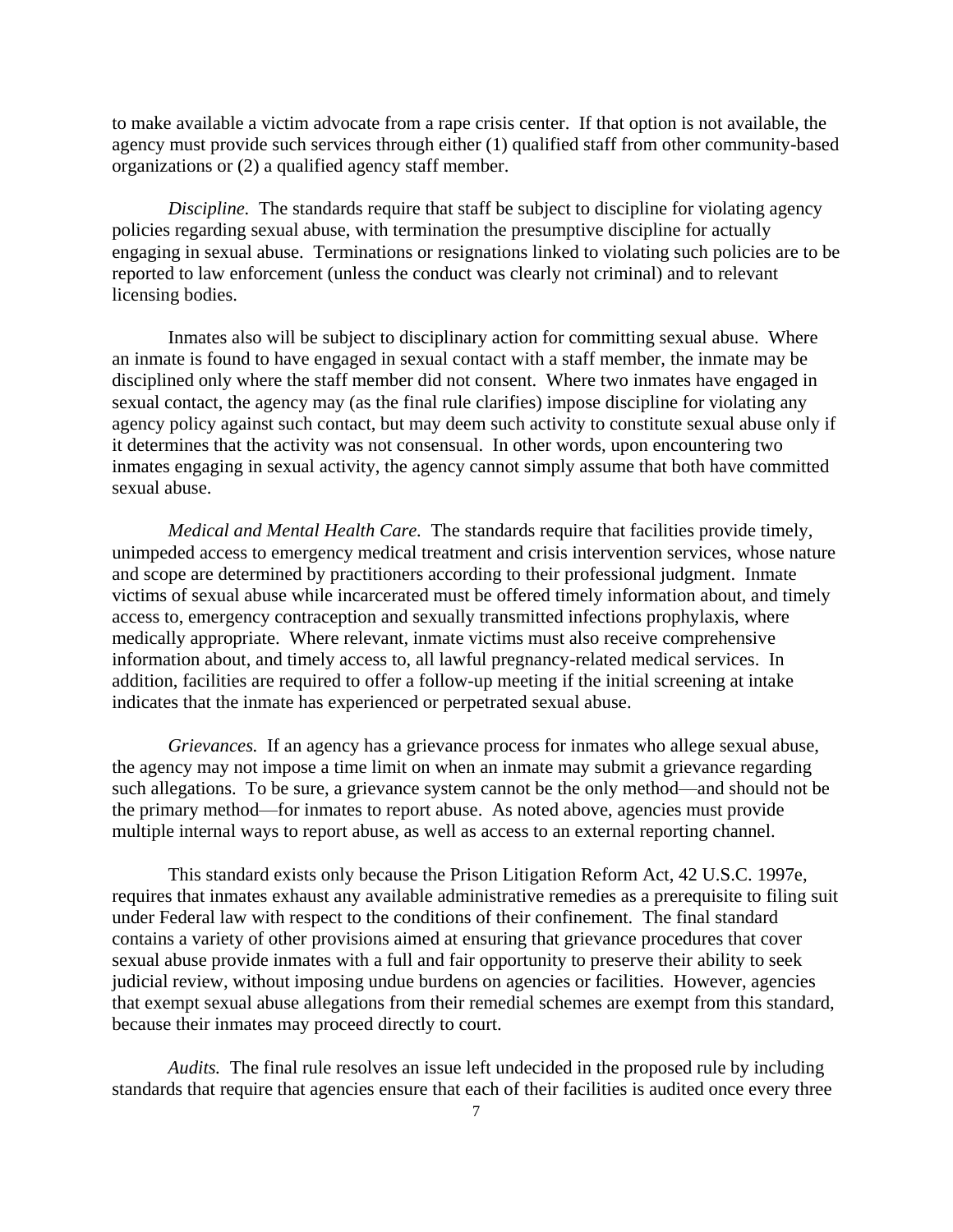to make available a victim advocate from a rape crisis center. If that option is not available, the agency must provide such services through either (1) qualified staff from other community-based organizations or (2) a qualified agency staff member.

*Discipline.* The standards require that staff be subject to discipline for violating agency policies regarding sexual abuse, with termination the presumptive discipline for actually engaging in sexual abuse. Terminations or resignations linked to violating such policies are to be reported to law enforcement (unless the conduct was clearly not criminal) and to relevant licensing bodies.

Inmates also will be subject to disciplinary action for committing sexual abuse. Where an inmate is found to have engaged in sexual contact with a staff member, the inmate may be disciplined only where the staff member did not consent. Where two inmates have engaged in sexual contact, the agency may (as the final rule clarifies) impose discipline for violating any agency policy against such contact, but may deem such activity to constitute sexual abuse only if it determines that the activity was not consensual. In other words, upon encountering two inmates engaging in sexual activity, the agency cannot simply assume that both have committed sexual abuse.

*Medical and Mental Health Care.* The standards require that facilities provide timely, unimpeded access to emergency medical treatment and crisis intervention services, whose nature and scope are determined by practitioners according to their professional judgment. Inmate victims of sexual abuse while incarcerated must be offered timely information about, and timely access to, emergency contraception and sexually transmitted infections prophylaxis, where medically appropriate. Where relevant, inmate victims must also receive comprehensive information about, and timely access to, all lawful pregnancy-related medical services. In addition, facilities are required to offer a follow-up meeting if the initial screening at intake indicates that the inmate has experienced or perpetrated sexual abuse.

*Grievances.* If an agency has a grievance process for inmates who allege sexual abuse, the agency may not impose a time limit on when an inmate may submit a grievance regarding such allegations. To be sure, a grievance system cannot be the only method—and should not be the primary method—for inmates to report abuse. As noted above, agencies must provide multiple internal ways to report abuse, as well as access to an external reporting channel.

This standard exists only because the Prison Litigation Reform Act, 42 U.S.C. 1997e, requires that inmates exhaust any available administrative remedies as a prerequisite to filing suit under Federal law with respect to the conditions of their confinement. The final standard contains a variety of other provisions aimed at ensuring that grievance procedures that cover sexual abuse provide inmates with a full and fair opportunity to preserve their ability to seek judicial review, without imposing undue burdens on agencies or facilities. However, agencies that exempt sexual abuse allegations from their remedial schemes are exempt from this standard, because their inmates may proceed directly to court.

*Audits.* The final rule resolves an issue left undecided in the proposed rule by including standards that require that agencies ensure that each of their facilities is audited once every three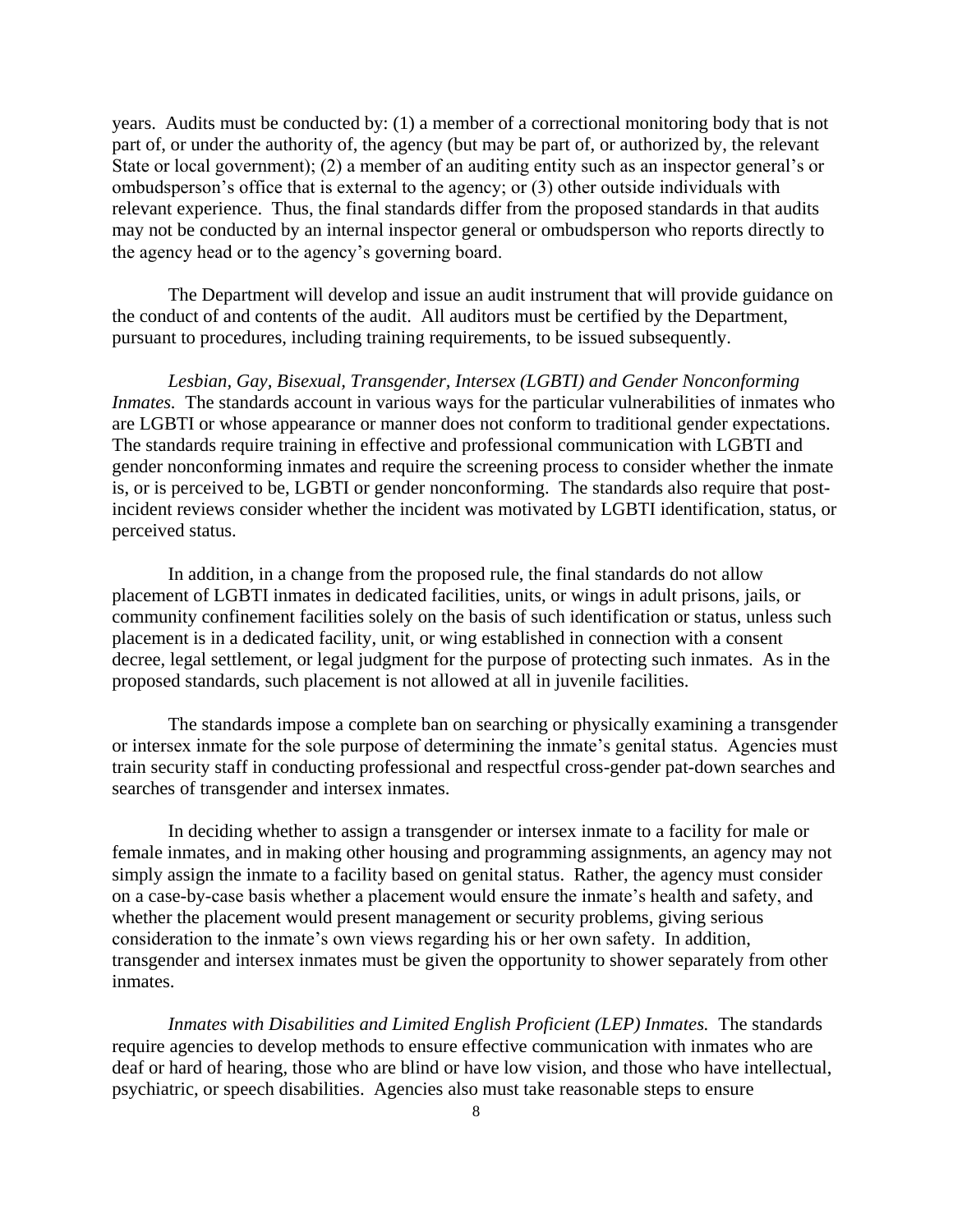years. Audits must be conducted by: (1) a member of a correctional monitoring body that is not part of, or under the authority of, the agency (but may be part of, or authorized by, the relevant State or local government); (2) a member of an auditing entity such as an inspector general's or ombudsperson's office that is external to the agency; or (3) other outside individuals with relevant experience. Thus, the final standards differ from the proposed standards in that audits may not be conducted by an internal inspector general or ombudsperson who reports directly to the agency head or to the agency's governing board.

The Department will develop and issue an audit instrument that will provide guidance on the conduct of and contents of the audit. All auditors must be certified by the Department, pursuant to procedures, including training requirements, to be issued subsequently.

*Lesbian, Gay, Bisexual, Transgender, Intersex (LGBTI) and Gender Nonconforming Inmates.* The standards account in various ways for the particular vulnerabilities of inmates who are LGBTI or whose appearance or manner does not conform to traditional gender expectations. The standards require training in effective and professional communication with LGBTI and gender nonconforming inmates and require the screening process to consider whether the inmate is, or is perceived to be, LGBTI or gender nonconforming. The standards also require that post-incident reviews consider whether the incident was motivated by LGBTI identification, status, or perceived status.

In addition, in a change from the proposed rule, the final standards do not allow placement of LGBTI inmates in dedicated facilities, units, or wings in adult prisons, jails, or community confinement facilities solely on the basis of such identification or status, unless such placement is in a dedicated facility, unit, or wing established in connection with a consent decree, legal settlement, or legal judgment for the purpose of protecting such inmates. As in the proposed standards, such placement is not allowed at all in juvenile facilities.

The standards impose a complete ban on searching or physically examining a transgender or intersex inmate for the sole purpose of determining the inmate's genital status. Agencies must train security staff in conducting professional and respectful cross-gender pat-down searches and searches of transgender and intersex inmates.

In deciding whether to assign a transgender or intersex inmate to a facility for male or female inmates, and in making other housing and programming assignments, an agency may not simply assign the inmate to a facility based on genital status. Rather, the agency must consider on a case-by-case basis whether a placement would ensure the inmate's health and safety, and whether the placement would present management or security problems, giving serious consideration to the inmate's own views regarding his or her own safety. In addition, transgender and intersex inmates must be given the opportunity to shower separately from other inmates.

*Inmates with Disabilities and Limited English Proficient (LEP) Inmates.* The standards require agencies to develop methods to ensure effective communication with inmates who are deaf or hard of hearing, those who are blind or have low vision, and those who have intellectual, psychiatric, or speech disabilities. Agencies also must take reasonable steps to ensure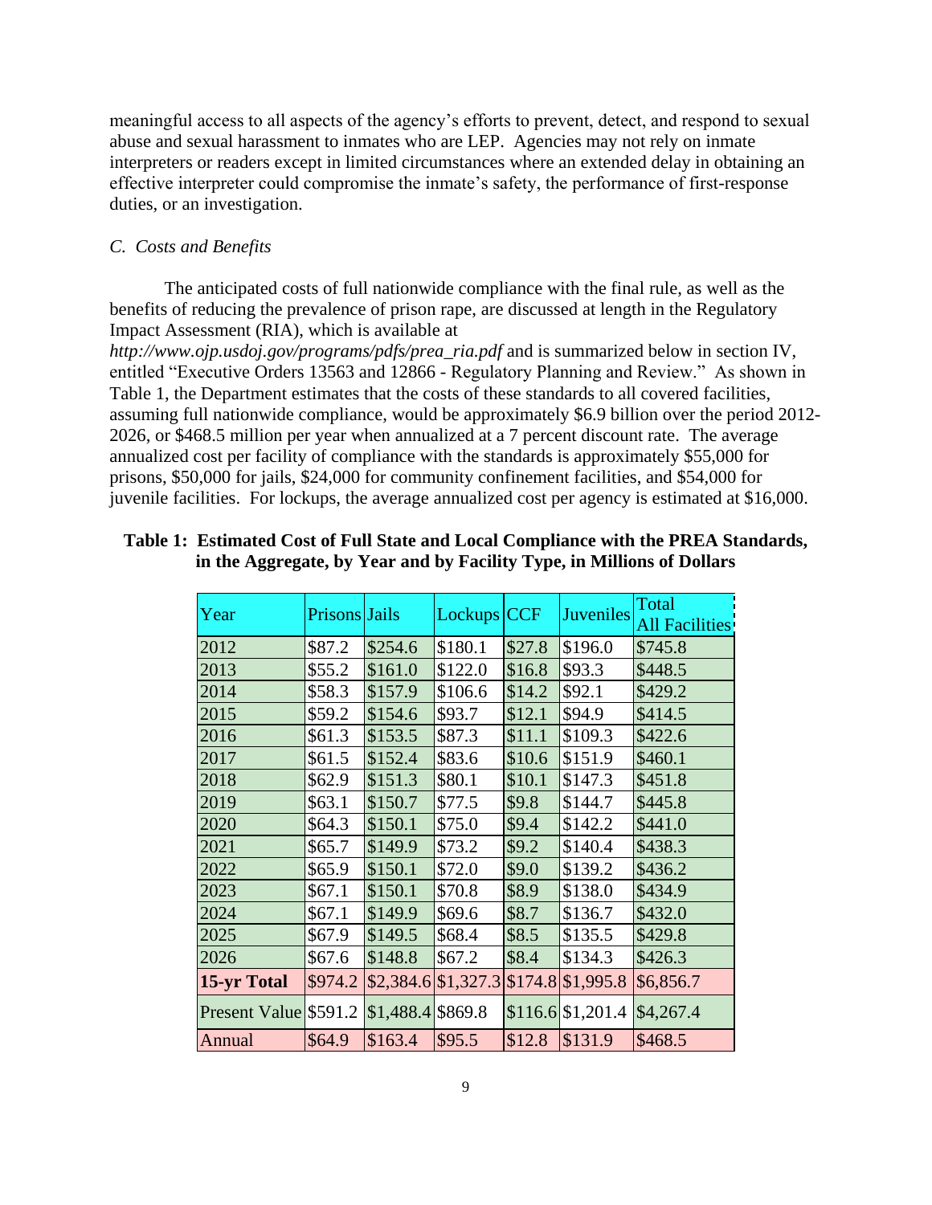meaningful access to all aspects of the agency's efforts to prevent, detect, and respond to sexual abuse and sexual harassment to inmates who are LEP. Agencies may not rely on inmate interpreters or readers except in limited circumstances where an extended delay in obtaining an effective interpreter could compromise the inmate's safety, the performance of first-response duties, or an investigation.

*C. Costs and Benefits*

The anticipated costs of full nationwide compliance with the final rule, as well as the benefits of reducing the prevalence of prison rape, are discussed at length in the Regulatory Impact Assessment (RIA), which is available at *http://www.ojp.usdoj.gov/programs/pdfs/prea_ria.pdf* and is summarized below in section IV, entitled "Executive Orders 13563 and 12866 - Regulatory Planning and Review." As shown in Table 1, the Department estimates that the costs of these standards to all covered facilities, assuming full nationwide compliance, would be approximately $6.9 billion over the period 2012-2026, or $468.5 million per year when annualized at a 7 percent discount rate. The average annualized cost per facility of compliance with the standards is approximately $55,000 for prisons, $50,000 for jails, $24,000 for community confinement facilities, and $54,000 for juvenile facilities. For lockups, the average annualized cost per agency is estimated at $16,000.

**Table 1: Estimated Cost of Full State and Local Compliance with the PREA Standards, in the Aggregate, by Year and by Facility Type, in Millions of Dollars**

| Year | Prisons | Jails | Lockups | CCF | Juveniles | Total All Facilities |
|---|---|---|---|---|---|---|
| 2012 | $87.2 | $254.6 | $180.1 | $27.8 | $196.0 | $745.8 |
| 2013 | $55.2 | $161.0 | $122.0 | $16.8 | $93.3 | $448.5 |
| 2014 | $58.3 | $157.9 | $106.6 | $14.2 | $92.1 | $429.2 |
| 2015 | $59.2 | $154.6 | $93.7 | $12.1 | $94.9 | $414.5 |
| 2016 | $61.3 | $153.5 | $87.3 | $11.1 | $109.3 | $422.6 |
| 2017 | $61.5 | $152.4 | $83.6 | $10.6 | $151.9 | $460.1 |
| 2018 | $62.9 | $151.3 | $80.1 | $10.1 | $147.3 | $451.8 |
| 2019 | $63.1 | $150.7 | $77.5 | $9.8 | $144.7 | $445.8 |
| 2020 | $64.3 | $150.1 | $75.0 | $9.4 | $142.2 | $441.0 |
| 2021 | $65.7 | $149.9 | $73.2 | $9.2 | $140.4 | $438.3 |
| 2022 | $65.9 | $150.1 | $72.0 | $9.0 | $139.2 | $436.2 |
| 2023 | $67.1 | $150.1 | $70.8 | $8.9 | $138.0 | $434.9 |
| 2024 | $67.1 | $149.9 | $69.6 | $8.7 | $136.7 | $432.0 |
| 2025 | $67.9 | $149.5 | $68.4 | $8.5 | $135.5 | $429.8 |
| 2026 | $67.6 | $148.8 | $67.2 | $8.4 | $134.3 | $426.3 |
| **15-yr Total** | $974.2 | $2,384.6 | $1,327.3 | $174.8 | $1,995.8 | $6,856.7 |
| Present Value | $591.2 | $1,488.4 | $869.8 | $116.6 | $1,201.4 | $4,267.4 |
| Annual | $64.9 | $163.4 | $95.5 | $12.8 | $131.9 | $468.5 |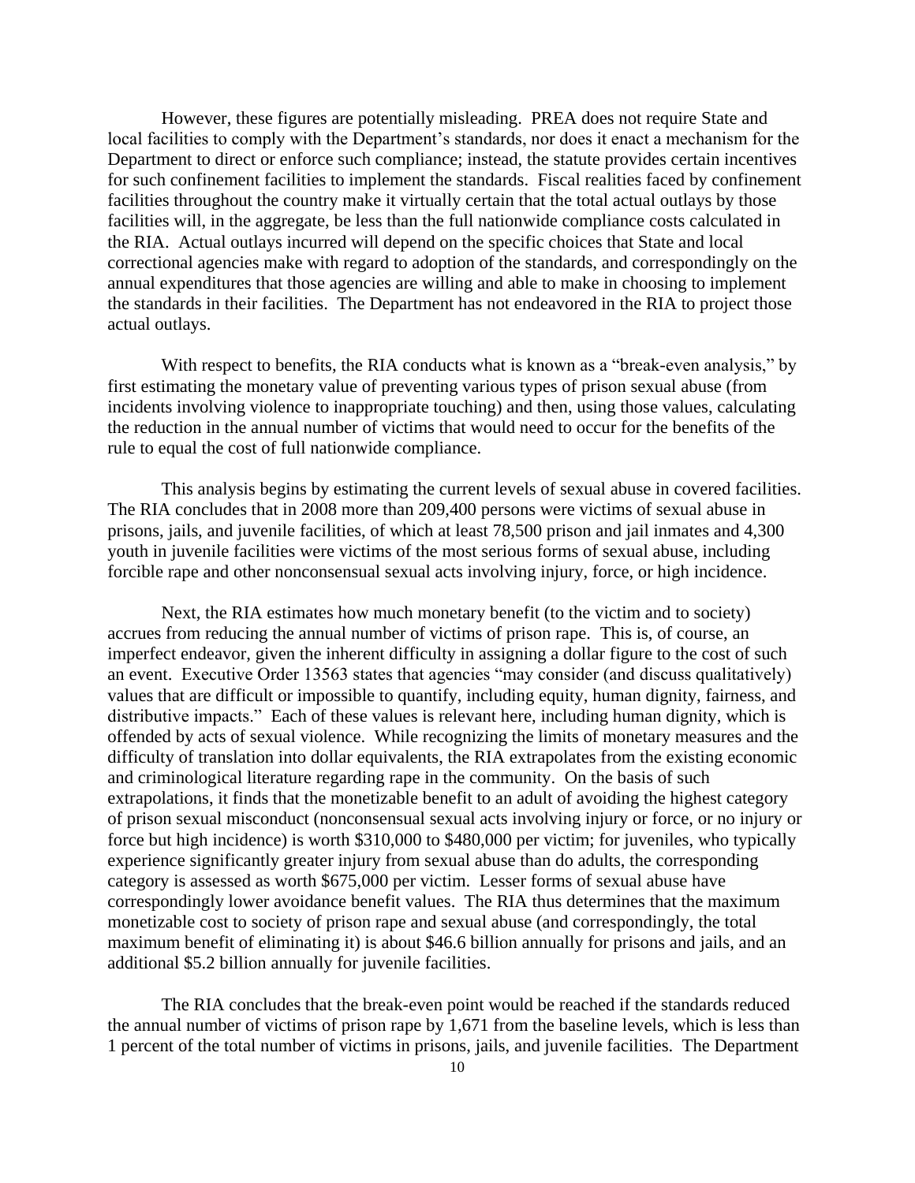However, these figures are potentially misleading. PREA does not require State and local facilities to comply with the Department's standards, nor does it enact a mechanism for the Department to direct or enforce such compliance; instead, the statute provides certain incentives for such confinement facilities to implement the standards. Fiscal realities faced by confinement facilities throughout the country make it virtually certain that the total actual outlays by those facilities will, in the aggregate, be less than the full nationwide compliance costs calculated in the RIA. Actual outlays incurred will depend on the specific choices that State and local correctional agencies make with regard to adoption of the standards, and correspondingly on the annual expenditures that those agencies are willing and able to make in choosing to implement the standards in their facilities. The Department has not endeavored in the RIA to project those actual outlays.

With respect to benefits, the RIA conducts what is known as a "break-even analysis," by first estimating the monetary value of preventing various types of prison sexual abuse (from incidents involving violence to inappropriate touching) and then, using those values, calculating the reduction in the annual number of victims that would need to occur for the benefits of the rule to equal the cost of full nationwide compliance.

This analysis begins by estimating the current levels of sexual abuse in covered facilities. The RIA concludes that in 2008 more than 209,400 persons were victims of sexual abuse in prisons, jails, and juvenile facilities, of which at least 78,500 prison and jail inmates and 4,300 youth in juvenile facilities were victims of the most serious forms of sexual abuse, including forcible rape and other nonconsensual sexual acts involving injury, force, or high incidence.

Next, the RIA estimates how much monetary benefit (to the victim and to society) accrues from reducing the annual number of victims of prison rape. This is, of course, an imperfect endeavor, given the inherent difficulty in assigning a dollar figure to the cost of such an event. Executive Order 13563 states that agencies "may consider (and discuss qualitatively) values that are difficult or impossible to quantify, including equity, human dignity, fairness, and distributive impacts." Each of these values is relevant here, including human dignity, which is offended by acts of sexual violence. While recognizing the limits of monetary measures and the difficulty of translation into dollar equivalents, the RIA extrapolates from the existing economic and criminological literature regarding rape in the community. On the basis of such extrapolations, it finds that the monetizable benefit to an adult of avoiding the highest category of prison sexual misconduct (nonconsensual sexual acts involving injury or force, or no injury or force but high incidence) is worth $310,000 to $480,000 per victim; for juveniles, who typically experience significantly greater injury from sexual abuse than do adults, the corresponding category is assessed as worth $675,000 per victim. Lesser forms of sexual abuse have correspondingly lower avoidance benefit values. The RIA thus determines that the maximum monetizable cost to society of prison rape and sexual abuse (and correspondingly, the total maximum benefit of eliminating it) is about $46.6 billion annually for prisons and jails, and an additional $5.2 billion annually for juvenile facilities.

The RIA concludes that the break-even point would be reached if the standards reduced the annual number of victims of prison rape by 1,671 from the baseline levels, which is less than 1 percent of the total number of victims in prisons, jails, and juvenile facilities. The Department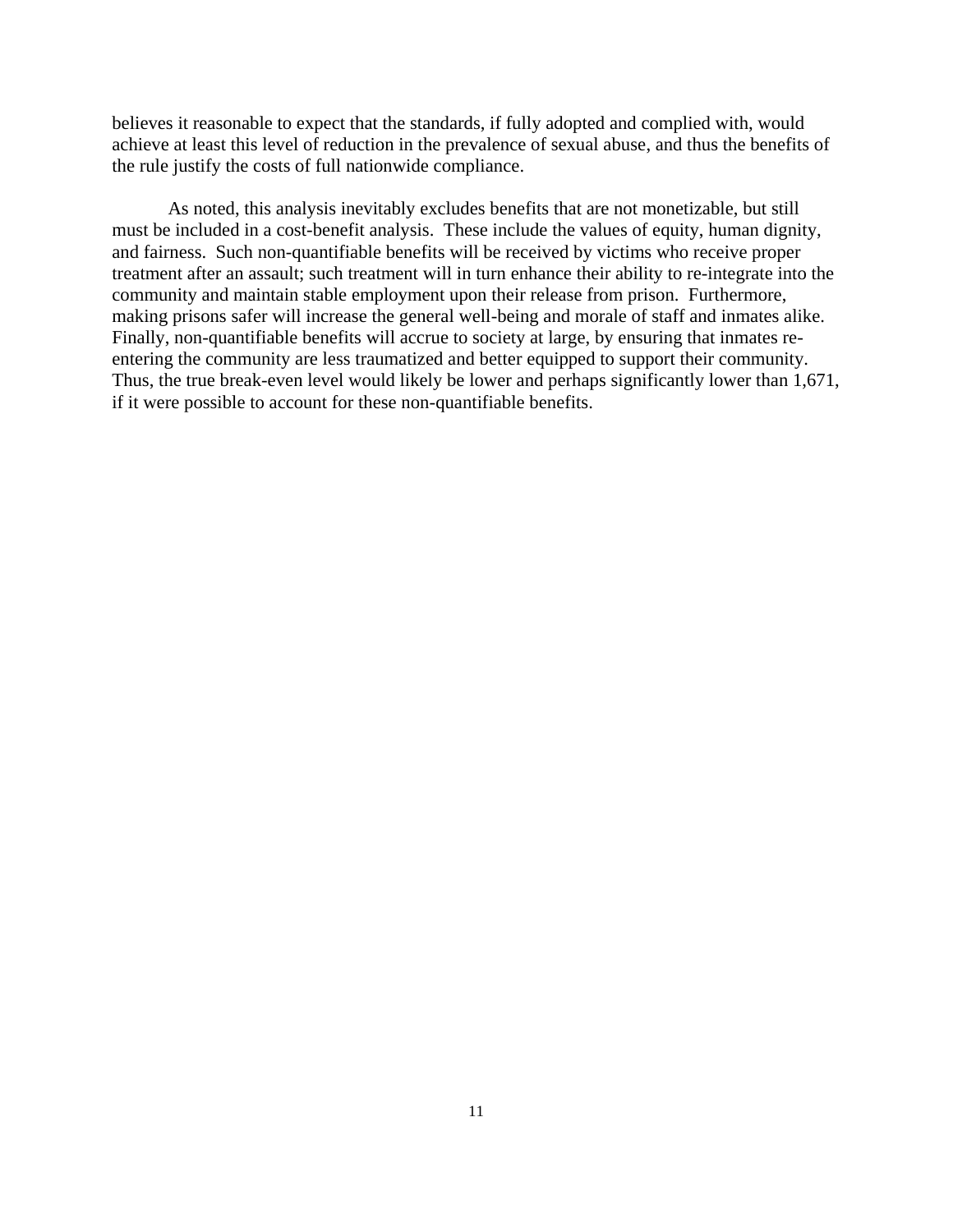believes it reasonable to expect that the standards, if fully adopted and complied with, would achieve at least this level of reduction in the prevalence of sexual abuse, and thus the benefits of the rule justify the costs of full nationwide compliance.

As noted, this analysis inevitably excludes benefits that are not monetizable, but still must be included in a cost-benefit analysis. These include the values of equity, human dignity, and fairness. Such non-quantifiable benefits will be received by victims who receive proper treatment after an assault; such treatment will in turn enhance their ability to re-integrate into the community and maintain stable employment upon their release from prison. Furthermore, making prisons safer will increase the general well-being and morale of staff and inmates alike. Finally, non-quantifiable benefits will accrue to society at large, by ensuring that inmates re-entering the community are less traumatized and better equipped to support their community. Thus, the true break-even level would likely be lower and perhaps significantly lower than 1,671, if it were possible to account for these non-quantifiable benefits.